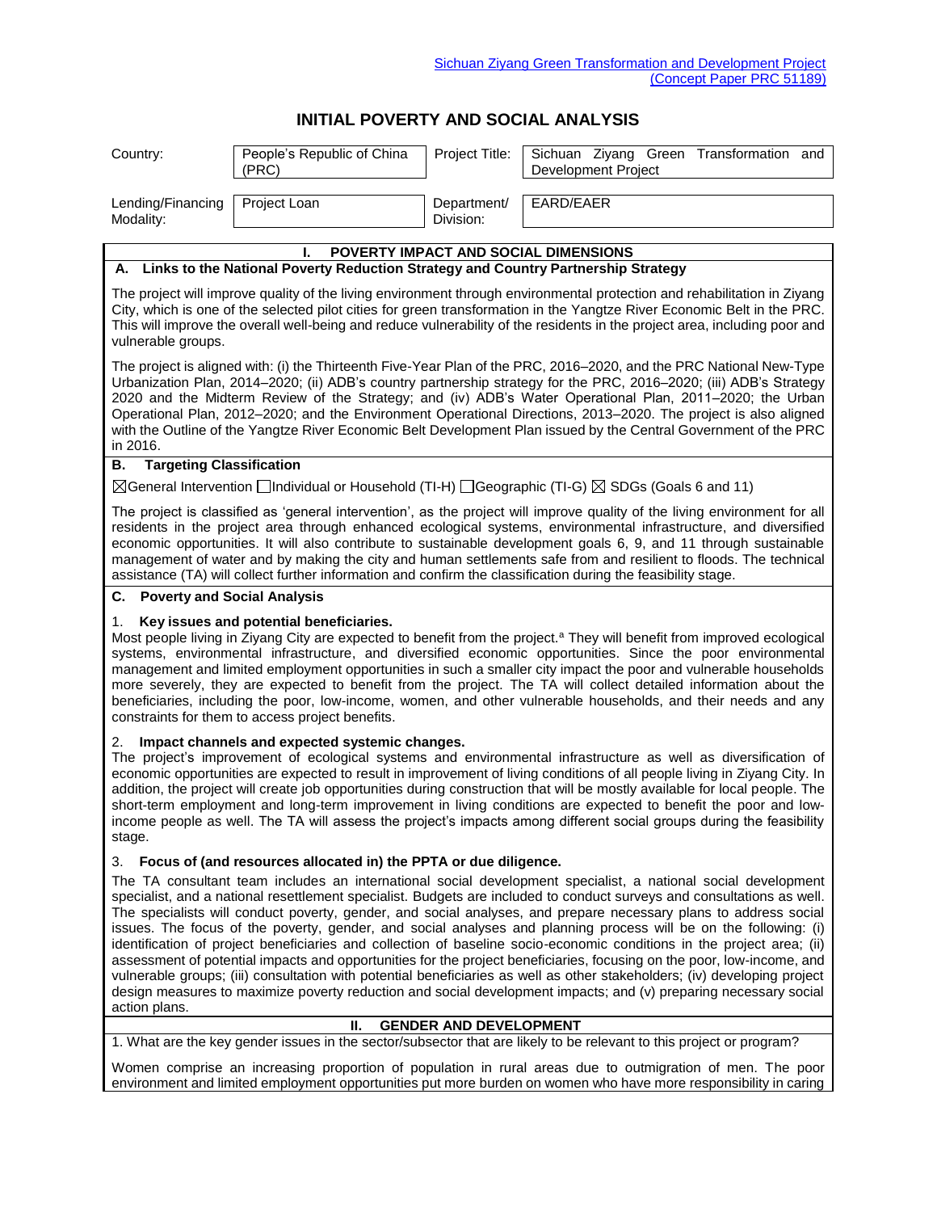Sichuan Ziyang Green Transformation and Development Project (Concept Paper PRC 51189)

# INITIAL POVERTY AND SOCIAL ANALYSIS

| Country: | People's Republic of China (PRC) | Project Title: | Sichuan Ziyang Green Transformation and Development Project |
|---|---|---|---|
| Lending/Financing Modality: | Project Loan | Department/ Division: | EARD/EAER |

## I. POVERTY IMPACT AND SOCIAL DIMENSIONS

### A. Links to the National Poverty Reduction Strategy and Country Partnership Strategy

The project will improve quality of the living environment through environmental protection and rehabilitation in Ziyang City, which is one of the selected pilot cities for green transformation in the Yangtze River Economic Belt in the PRC. This will improve the overall well-being and reduce vulnerability of the residents in the project area, including poor and vulnerable groups.

The project is aligned with: (i) the Thirteenth Five-Year Plan of the PRC, 2016–2020, and the PRC National New-Type Urbanization Plan, 2014–2020; (ii) ADB's country partnership strategy for the PRC, 2016–2020; (iii) ADB's Strategy 2020 and the Midterm Review of the Strategy; and (iv) ADB's Water Operational Plan, 2011–2020; the Urban Operational Plan, 2012–2020; and the Environment Operational Directions, 2013–2020. The project is also aligned with the Outline of the Yangtze River Economic Belt Development Plan issued by the Central Government of the PRC in 2016.

### B. Targeting Classification

☒General Intervention ☐Individual or Household (TI-H) ☐Geographic (TI-G) ☒ SDGs (Goals 6 and 11)

The project is classified as 'general intervention', as the project will improve quality of the living environment for all residents in the project area through enhanced ecological systems, environmental infrastructure, and diversified economic opportunities. It will also contribute to sustainable development goals 6, 9, and 11 through sustainable management of water and by making the city and human settlements safe from and resilient to floods. The technical assistance (TA) will collect further information and confirm the classification during the feasibility stage.

### C. Poverty and Social Analysis

1. **Key issues and potential beneficiaries.**
Most people living in Ziyang City are expected to benefit from the project.[a] They will benefit from improved ecological systems, environmental infrastructure, and diversified economic opportunities. Since the poor environmental management and limited employment opportunities in such a smaller city impact the poor and vulnerable households more severely, they are expected to benefit from the project. The TA will collect detailed information about the beneficiaries, including the poor, low-income, women, and other vulnerable households, and their needs and any constraints for them to access project benefits.

2. **Impact channels and expected systemic changes.**
The project's improvement of ecological systems and environmental infrastructure as well as diversification of economic opportunities are expected to result in improvement of living conditions of all people living in Ziyang City. In addition, the project will create job opportunities during construction that will be mostly available for local people. The short-term employment and long-term improvement in living conditions are expected to benefit the poor and low-income people as well. The TA will assess the project's impacts among different social groups during the feasibility stage.

3. **Focus of (and resources allocated in) the PPTA or due diligence.**
The TA consultant team includes an international social development specialist, a national social development specialist, and a national resettlement specialist. Budgets are included to conduct surveys and consultations as well. The specialists will conduct poverty, gender, and social analyses, and prepare necessary plans to address social issues. The focus of the poverty, gender, and social analyses and planning process will be on the following: (i) identification of project beneficiaries and collection of baseline socio-economic conditions in the project area; (ii) assessment of potential impacts and opportunities for the project beneficiaries, focusing on the poor, low-income, and vulnerable groups; (iii) consultation with potential beneficiaries as well as other stakeholders; (iv) developing project design measures to maximize poverty reduction and social development impacts; and (v) preparing necessary social action plans.

## II. GENDER AND DEVELOPMENT

1. What are the key gender issues in the sector/subsector that are likely to be relevant to this project or program?

Women comprise an increasing proportion of population in rural areas due to outmigration of men. The poor environment and limited employment opportunities put more burden on women who have more responsibility in caring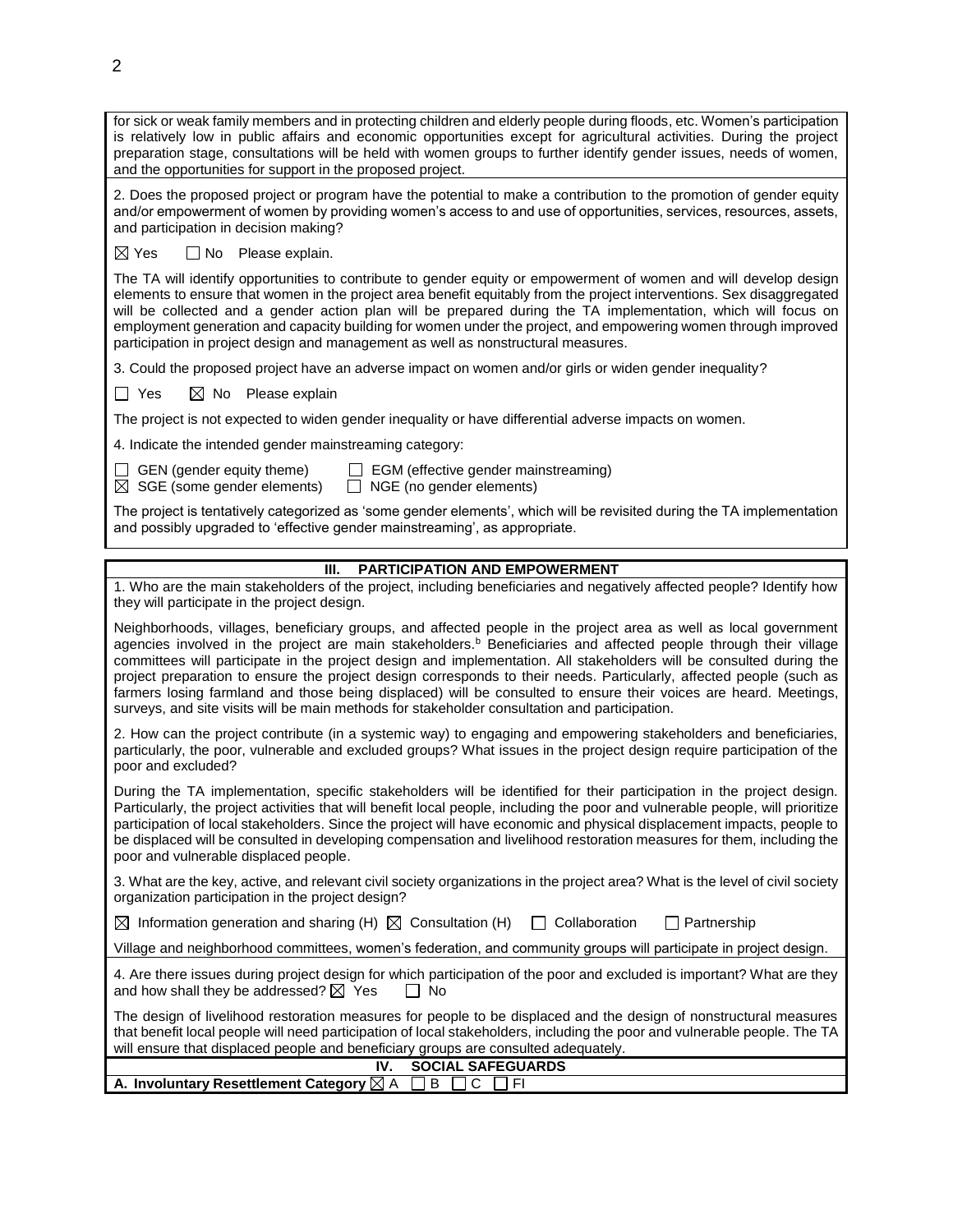for sick or weak family members and in protecting children and elderly people during floods, etc. Women's participation is relatively low in public affairs and economic opportunities except for agricultural activities. During the project preparation stage, consultations will be held with women groups to further identify gender issues, needs of women, and the opportunities for support in the proposed project.

2. Does the proposed project or program have the potential to make a contribution to the promotion of gender equity and/or empowerment of women by providing women's access to and use of opportunities, services, resources, assets, and participation in decision making?

☒ Yes ☐ No Please explain.

The TA will identify opportunities to contribute to gender equity or empowerment of women and will develop design elements to ensure that women in the project area benefit equitably from the project interventions. Sex disaggregated will be collected and a gender action plan will be prepared during the TA implementation, which will focus on employment generation and capacity building for women under the project, and empowering women through improved participation in project design and management as well as nonstructural measures.

3. Could the proposed project have an adverse impact on women and/or girls or widen gender inequality?

☐ Yes ☒ No Please explain

The project is not expected to widen gender inequality or have differential adverse impacts on women.

4. Indicate the intended gender mainstreaming category:

☐ GEN (gender equity theme) ☐ EGM (effective gender mainstreaming)
☒ SGE (some gender elements) ☐ NGE (no gender elements)

The project is tentatively categorized as 'some gender elements', which will be revisited during the TA implementation and possibly upgraded to 'effective gender mainstreaming', as appropriate.

## III. PARTICIPATION AND EMPOWERMENT

1. Who are the main stakeholders of the project, including beneficiaries and negatively affected people? Identify how they will participate in the project design.

Neighborhoods, villages, beneficiary groups, and affected people in the project area as well as local government agencies involved in the project are main stakeholders.[b] Beneficiaries and affected people through their village committees will participate in the project design and implementation. All stakeholders will be consulted during the project preparation to ensure the project design corresponds to their needs. Particularly, affected people (such as farmers losing farmland and those being displaced) will be consulted to ensure their voices are heard. Meetings, surveys, and site visits will be main methods for stakeholder consultation and participation.

2. How can the project contribute (in a systemic way) to engaging and empowering stakeholders and beneficiaries, particularly, the poor, vulnerable and excluded groups? What issues in the project design require participation of the poor and excluded?

During the TA implementation, specific stakeholders will be identified for their participation in the project design. Particularly, the project activities that will benefit local people, including the poor and vulnerable people, will prioritize participation of local stakeholders. Since the project will have economic and physical displacement impacts, people to be displaced will be consulted in developing compensation and livelihood restoration measures for them, including the poor and vulnerable displaced people.

3. What are the key, active, and relevant civil society organizations in the project area? What is the level of civil society organization participation in the project design?

☒ Information generation and sharing (H) ☒ Consultation (H) ☐ Collaboration ☐ Partnership

Village and neighborhood committees, women's federation, and community groups will participate in project design.

4. Are there issues during project design for which participation of the poor and excluded is important? What are they and how shall they be addressed? ☒ Yes ☐ No

The design of livelihood restoration measures for people to be displaced and the design of nonstructural measures that benefit local people will need participation of local stakeholders, including the poor and vulnerable people. The TA will ensure that displaced people and beneficiary groups are consulted adequately.

## IV. SOCIAL SAFEGUARDS

**A. Involuntary Resettlement Category** ☒ A ☐ B ☐ C ☐ FI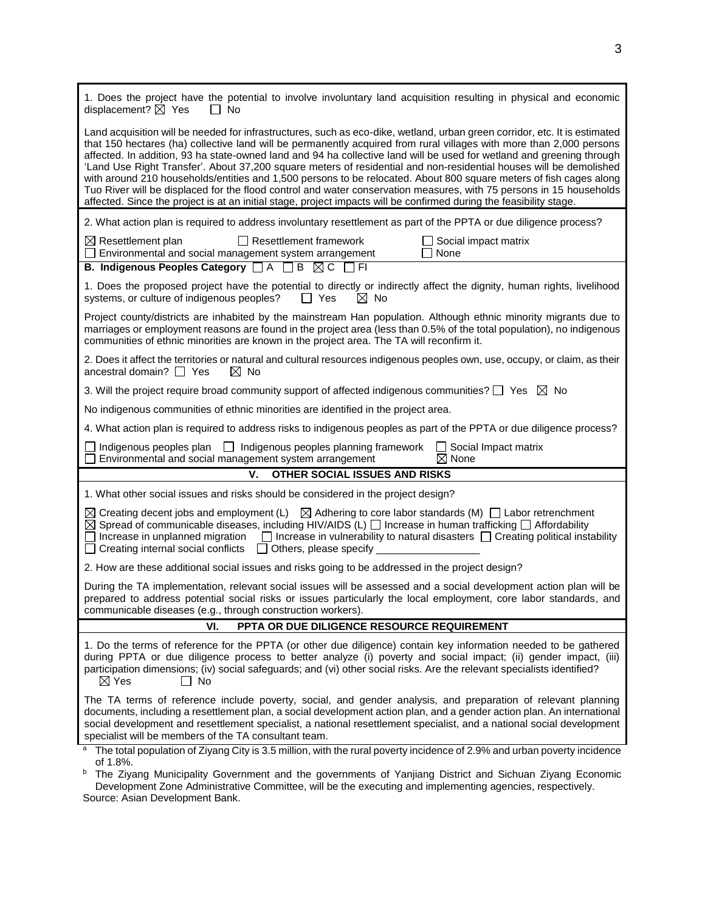1. Does the project have the potential to involve involuntary land acquisition resulting in physical and economic displacement? ☒ Yes ☐ No

Land acquisition will be needed for infrastructures, such as eco-dike, wetland, urban green corridor, etc. It is estimated that 150 hectares (ha) collective land will be permanently acquired from rural villages with more than 2,000 persons affected. In addition, 93 ha state-owned land and 94 ha collective land will be used for wetland and greening through 'Land Use Right Transfer'. About 37,200 square meters of residential and non-residential houses will be demolished with around 210 households/entities and 1,500 persons to be relocated. About 800 square meters of fish cages along Tuo River will be displaced for the flood control and water conservation measures, with 75 persons in 15 households affected. Since the project is at an initial stage, project impacts will be confirmed during the feasibility stage.

2. What action plan is required to address involuntary resettlement as part of the PPTA or due diligence process?

☒ Resettlement plan ☐ Resettlement framework ☐ Social impact matrix
☐ Environmental and social management system arrangement ☐ None

**B. Indigenous Peoples Category** ☐ A ☐ B ☒ C ☐ FI

1. Does the proposed project have the potential to directly or indirectly affect the dignity, human rights, livelihood systems, or culture of indigenous peoples? ☐ Yes ☒ No

Project county/districts are inhabited by the mainstream Han population. Although ethnic minority migrants due to marriages or employment reasons are found in the project area (less than 0.5% of the total population), no indigenous communities of ethnic minorities are known in the project area. The TA will reconfirm it.

2. Does it affect the territories or natural and cultural resources indigenous peoples own, use, occupy, or claim, as their ancestral domain? ☐ Yes ☒ No

3. Will the project require broad community support of affected indigenous communities? ☐ Yes ☒ No

No indigenous communities of ethnic minorities are identified in the project area.

4. What action plan is required to address risks to indigenous peoples as part of the PPTA or due diligence process?

☐ Indigenous peoples plan ☐ Indigenous peoples planning framework ☐ Social Impact matrix
☐ Environmental and social management system arrangement ☒ None

## V. OTHER SOCIAL ISSUES AND RISKS

1. What other social issues and risks should be considered in the project design?

☒ Creating decent jobs and employment (L) ☒ Adhering to core labor standards (M) ☐ Labor retrenchment
☒ Spread of communicable diseases, including HIV/AIDS (L) ☐ Increase in human trafficking ☐ Affordability
☐ Increase in unplanned migration ☐ Increase in vulnerability to natural disasters ☐ Creating political instability
☐ Creating internal social conflicts ☐ Others, please specify __________________

2. How are these additional social issues and risks going to be addressed in the project design?

During the TA implementation, relevant social issues will be assessed and a social development action plan will be prepared to address potential social risks or issues particularly the local employment, core labor standards, and communicable diseases (e.g., through construction workers).

## VI. PPTA OR DUE DILIGENCE RESOURCE REQUIREMENT

1. Do the terms of reference for the PPTA (or other due diligence) contain key information needed to be gathered during PPTA or due diligence process to better analyze (i) poverty and social impact; (ii) gender impact, (iii) participation dimensions; (iv) social safeguards; and (vi) other social risks. Are the relevant specialists identified?
☒ Yes ☐ No

The TA terms of reference include poverty, social, and gender analysis, and preparation of relevant planning documents, including a resettlement plan, a social development action plan, and a gender action plan. An international social development and resettlement specialist, a national resettlement specialist, and a national social development specialist will be members of the TA consultant team.

[a] The total population of Ziyang City is 3.5 million, with the rural poverty incidence of 2.9% and urban poverty incidence of 1.8%.

[b] The Ziyang Municipality Government and the governments of Yanjiang District and Sichuan Ziyang Economic Development Zone Administrative Committee, will be the executing and implementing agencies, respectively.

Source: Asian Development Bank.